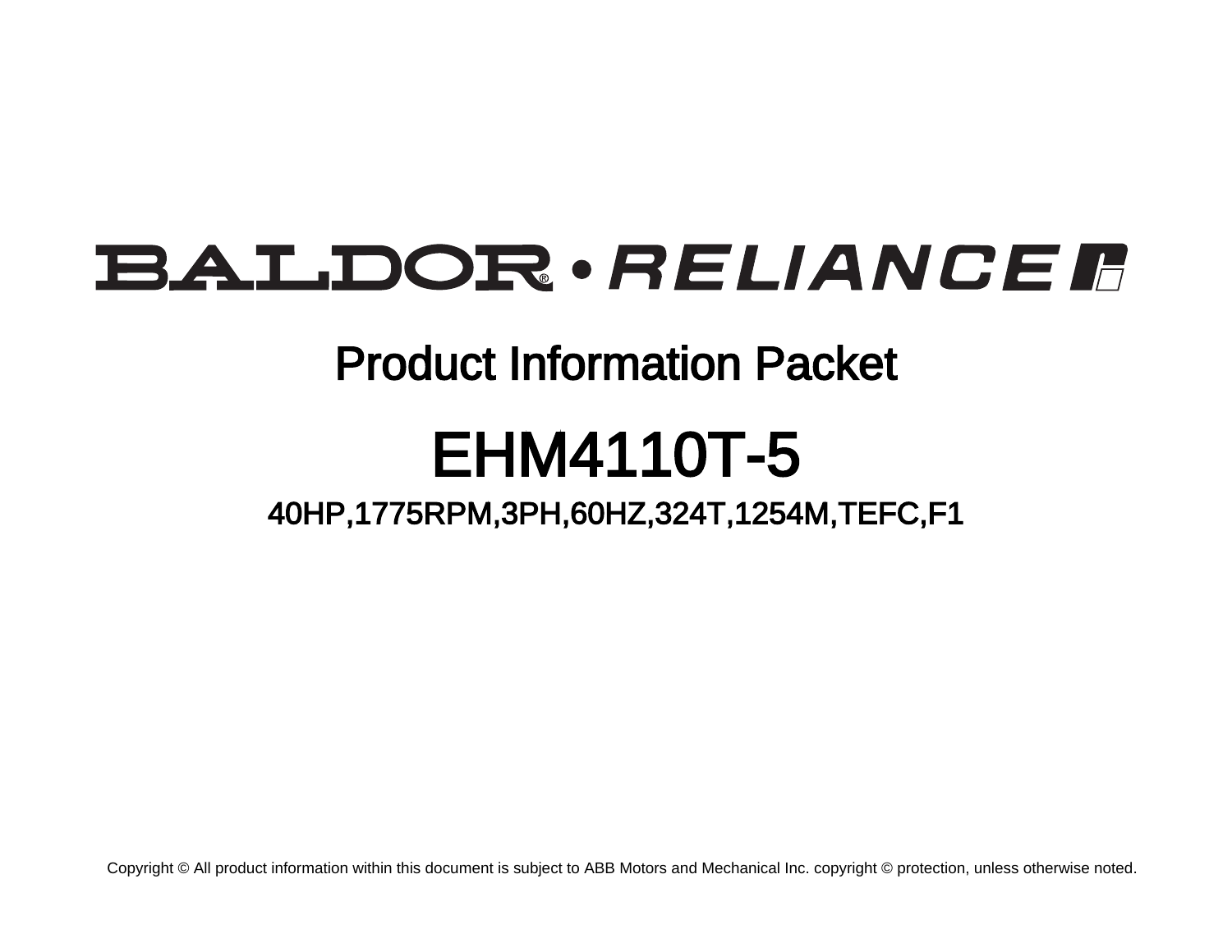BALDOR® • RELIANCE

# Product Information Packet

# EHM4110T-5

## 40HP,1775RPM,3PH,60HZ,324T,1254M,TEFC,F1

Copyright © All product information within this document is subject to ABB Motors and Mechanical Inc. copyright © protection, unless otherwise noted.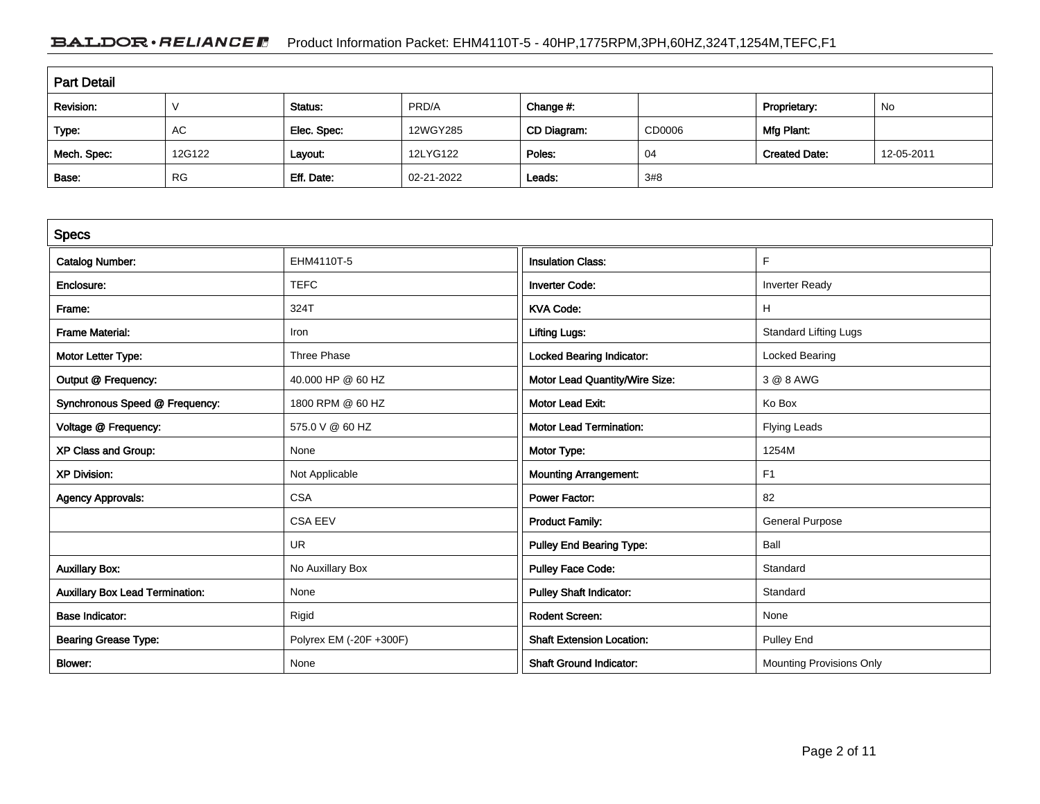## Part Detail

| Revision: | V | Status: | PRD/A | Change #: | | Proprietary: | No |
|---|---|---|---|---|---|---|---|
| Type: | AC | Elec. Spec: | 12WGY285 | CD Diagram: | CD0006 | Mfg Plant: | |
| Mech. Spec: | 12G122 | Layout: | 12LYG122 | Poles: | 04 | Created Date: | 12-05-2011 |
| Base: | RG | Eff. Date: | 02-21-2022 | Leads: | 3#8 | | |

## Specs

| | | | |
|---|---|---|---|
| Catalog Number: | EHM4110T-5 | Insulation Class: | F |
| Enclosure: | TEFC | Inverter Code: | Inverter Ready |
| Frame: | 324T | KVA Code: | H |
| Frame Material: | Iron | Lifting Lugs: | Standard Lifting Lugs |
| Motor Letter Type: | Three Phase | Locked Bearing Indicator: | Locked Bearing |
| Output @ Frequency: | 40.000 HP @ 60 HZ | Motor Lead Quantity/Wire Size: | 3 @ 8 AWG |
| Synchronous Speed @ Frequency: | 1800 RPM @ 60 HZ | Motor Lead Exit: | Ko Box |
| Voltage @ Frequency: | 575.0 V @ 60 HZ | Motor Lead Termination: | Flying Leads |
| XP Class and Group: | None | Motor Type: | 1254M |
| XP Division: | Not Applicable | Mounting Arrangement: | F1 |
| Agency Approvals: | CSA | Power Factor: | 82 |
| | CSA EEV | Product Family: | General Purpose |
| | UR | Pulley End Bearing Type: | Ball |
| Auxillary Box: | No Auxillary Box | Pulley Face Code: | Standard |
| Auxillary Box Lead Termination: | None | Pulley Shaft Indicator: | Standard |
| Base Indicator: | Rigid | Rodent Screen: | None |
| Bearing Grease Type: | Polyrex EM (-20F +300F) | Shaft Extension Location: | Pulley End |
| Blower: | None | Shaft Ground Indicator: | Mounting Provisions Only |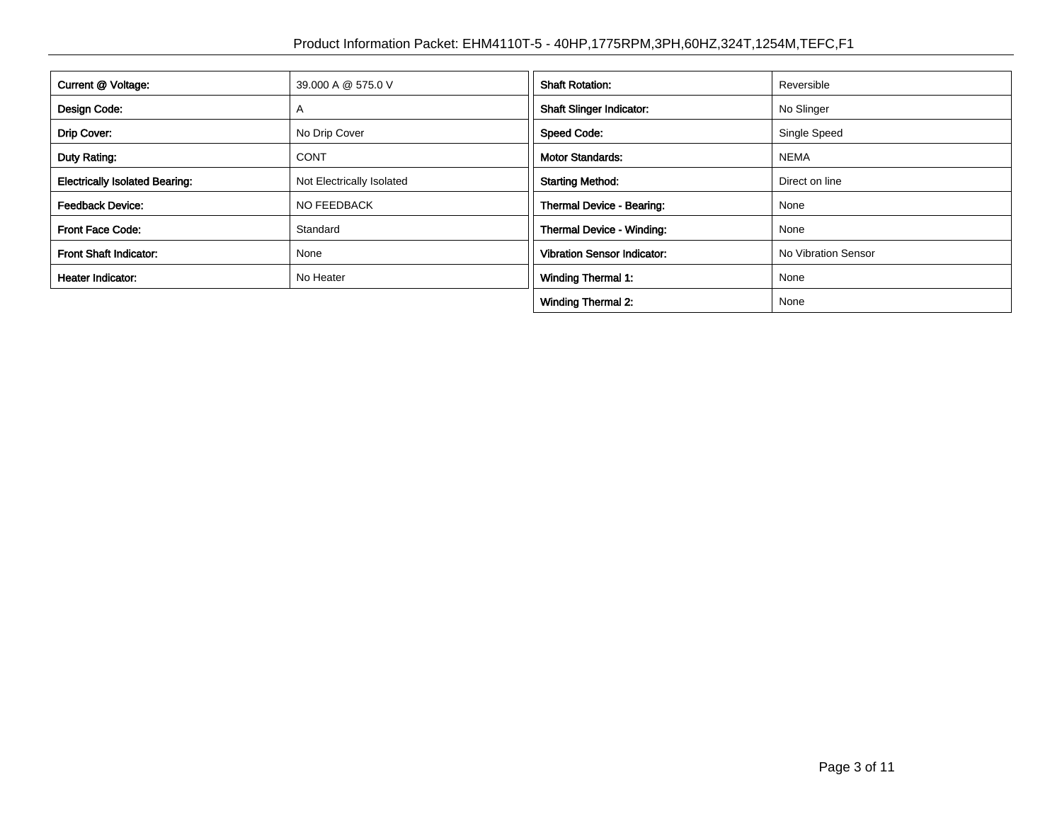| Current @ Voltage: | 39.000 A @ 575.0 V |
| --- | --- |
| Design Code: | A |
| Drip Cover: | No Drip Cover |
| Duty Rating: | CONT |
| Electrically Isolated Bearing: | Not Electrically Isolated |
| Feedback Device: | NO FEEDBACK |
| Front Face Code: | Standard |
| Front Shaft Indicator: | None |
| Heater Indicator: | No Heater |

| Shaft Rotation: | Reversible |
| --- | --- |
| Shaft Slinger Indicator: | No Slinger |
| Speed Code: | Single Speed |
| Motor Standards: | NEMA |
| Starting Method: | Direct on line |
| Thermal Device - Bearing: | None |
| Thermal Device - Winding: | None |
| Vibration Sensor Indicator: | No Vibration Sensor |
| Winding Thermal 1: | None |
| Winding Thermal 2: | None |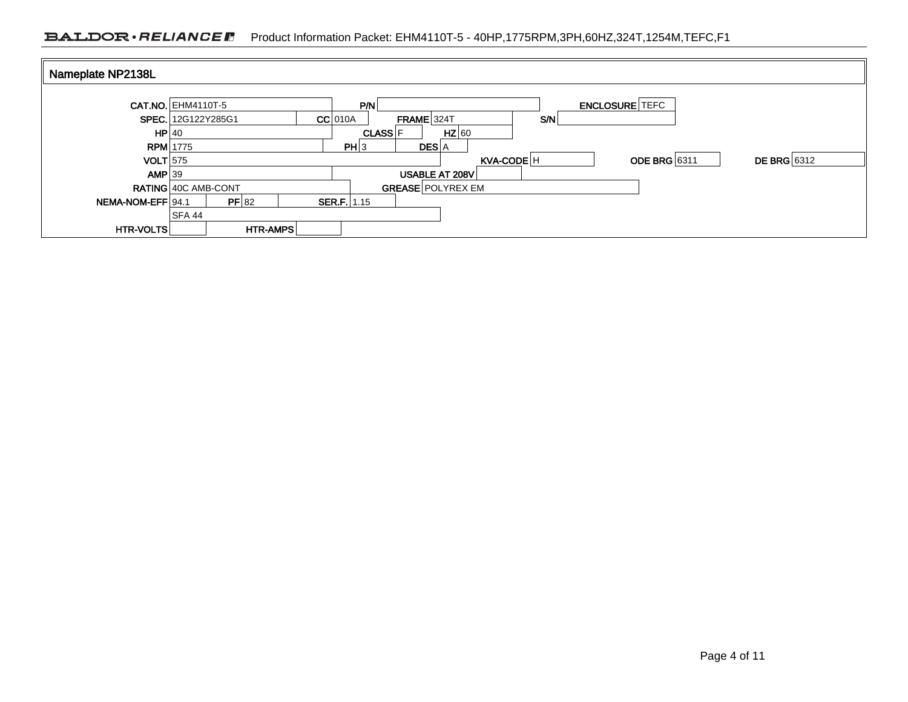## Nameplate NP2138L

| Field | Value | Field | Value | Field | Value | Field | Value |
|---|---|---|---|---|---|---|---|
| CAT.NO. | EHM4110T-5 | P/N | | ENCLOSURE | TEFC | | |
| SPEC. | 12G122Y285G1 | CC | 010A | FRAME | 324T | S/N | |
| HP | 40 | CLASS | F | HZ | 60 | | |
| RPM | 1775 | PH | 3 | DES | A | | |
| VOLT | 575 | KVA-CODE | H | ODE BRG | 6311 | DE BRG | 6312 |
| AMP | 39 | USABLE AT 208V | | | | | |
| RATING | 40C AMB-CONT | GREASE | POLYREX EM | | | | |
| NEMA-NOM-EFF | 94.1 | PF | 82 | SER.F. | 1.15 | | |
| | SFA 44 | | | | | | |
| HTR-VOLTS | | HTR-AMPS | | | | | |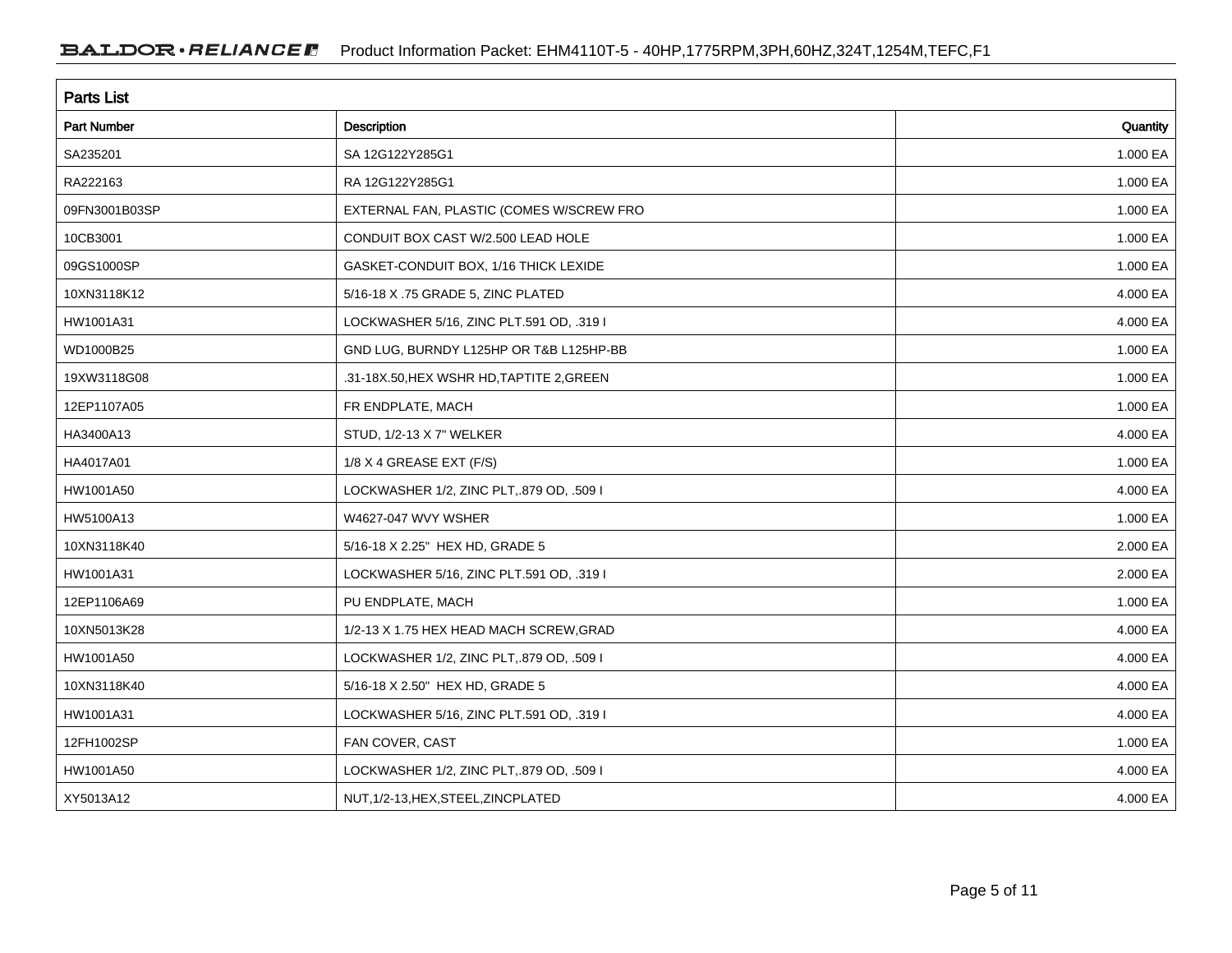## Parts List

| Part Number | Description | Quantity |
|---|---|---|
| SA235201 | SA 12G122Y285G1 | 1.000 EA |
| RA222163 | RA 12G122Y285G1 | 1.000 EA |
| 09FN3001B03SP | EXTERNAL FAN, PLASTIC (COMES W/SCREW FRO | 1.000 EA |
| 10CB3001 | CONDUIT BOX CAST W/2.500 LEAD HOLE | 1.000 EA |
| 09GS1000SP | GASKET-CONDUIT BOX, 1/16 THICK LEXIDE | 1.000 EA |
| 10XN3118K12 | 5/16-18 X .75 GRADE 5, ZINC PLATED | 4.000 EA |
| HW1001A31 | LOCKWASHER 5/16, ZINC PLT.591 OD, .319 I | 4.000 EA |
| WD1000B25 | GND LUG, BURNDY L125HP OR T&B L125HP-BB | 1.000 EA |
| 19XW3118G08 | .31-18X.50,HEX WSHR HD,TAPTITE 2,GREEN | 1.000 EA |
| 12EP1107A05 | FR ENDPLATE, MACH | 1.000 EA |
| HA3400A13 | STUD, 1/2-13 X 7" WELKER | 4.000 EA |
| HA4017A01 | 1/8 X 4 GREASE EXT (F/S) | 1.000 EA |
| HW1001A50 | LOCKWASHER 1/2, ZINC PLT,.879 OD, .509 I | 4.000 EA |
| HW5100A13 | W4627-047 WVY WSHER | 1.000 EA |
| 10XN3118K40 | 5/16-18 X 2.25" HEX HD, GRADE 5 | 2.000 EA |
| HW1001A31 | LOCKWASHER 5/16, ZINC PLT.591 OD, .319 I | 2.000 EA |
| 12EP1106A69 | PU ENDPLATE, MACH | 1.000 EA |
| 10XN5013K28 | 1/2-13 X 1.75 HEX HEAD MACH SCREW,GRAD | 4.000 EA |
| HW1001A50 | LOCKWASHER 1/2, ZINC PLT,.879 OD, .509 I | 4.000 EA |
| 10XN3118K40 | 5/16-18 X 2.50" HEX HD, GRADE 5 | 4.000 EA |
| HW1001A31 | LOCKWASHER 5/16, ZINC PLT.591 OD, .319 I | 4.000 EA |
| 12FH1002SP | FAN COVER, CAST | 1.000 EA |
| HW1001A50 | LOCKWASHER 1/2, ZINC PLT,.879 OD, .509 I | 4.000 EA |
| XY5013A12 | NUT,1/2-13,HEX,STEEL,ZINCPLATED | 4.000 EA |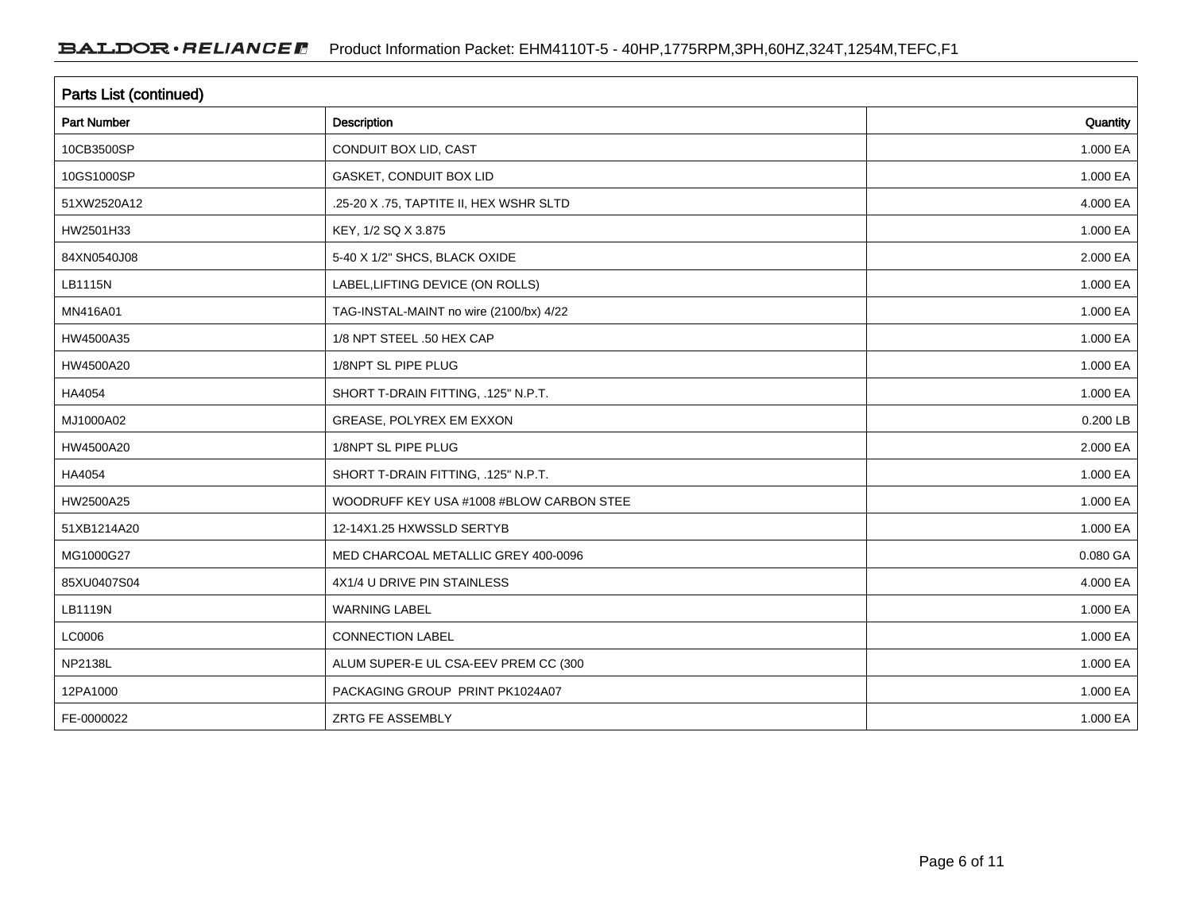## Parts List (continued)

| Part Number | Description | Quantity |
| --- | --- | --- |
| 10CB3500SP | CONDUIT BOX LID, CAST | 1.000 EA |
| 10GS1000SP | GASKET, CONDUIT BOX LID | 1.000 EA |
| 51XW2520A12 | .25-20 X .75, TAPTITE II, HEX WSHR SLTD | 4.000 EA |
| HW2501H33 | KEY, 1/2 SQ X 3.875 | 1.000 EA |
| 84XN0540J08 | 5-40 X 1/2" SHCS, BLACK OXIDE | 2.000 EA |
| LB1115N | LABEL,LIFTING DEVICE (ON ROLLS) | 1.000 EA |
| MN416A01 | TAG-INSTAL-MAINT no wire (2100/bx) 4/22 | 1.000 EA |
| HW4500A35 | 1/8 NPT STEEL .50 HEX CAP | 1.000 EA |
| HW4500A20 | 1/8NPT SL PIPE PLUG | 1.000 EA |
| HA4054 | SHORT T-DRAIN FITTING, .125" N.P.T. | 1.000 EA |
| MJ1000A02 | GREASE, POLYREX EM EXXON | 0.200 LB |
| HW4500A20 | 1/8NPT SL PIPE PLUG | 2.000 EA |
| HA4054 | SHORT T-DRAIN FITTING, .125" N.P.T. | 1.000 EA |
| HW2500A25 | WOODRUFF KEY USA #1008 #BLOW CARBON STEE | 1.000 EA |
| 51XB1214A20 | 12-14X1.25 HXWSSLD SERTYB | 1.000 EA |
| MG1000G27 | MED CHARCOAL METALLIC GREY 400-0096 | 0.080 GA |
| 85XU0407S04 | 4X1/4 U DRIVE PIN STAINLESS | 4.000 EA |
| LB1119N | WARNING LABEL | 1.000 EA |
| LC0006 | CONNECTION LABEL | 1.000 EA |
| NP2138L | ALUM SUPER-E UL CSA-EEV PREM CC (300 | 1.000 EA |
| 12PA1000 | PACKAGING GROUP PRINT PK1024A07 | 1.000 EA |
| FE-0000022 | ZRTG FE ASSEMBLY | 1.000 EA |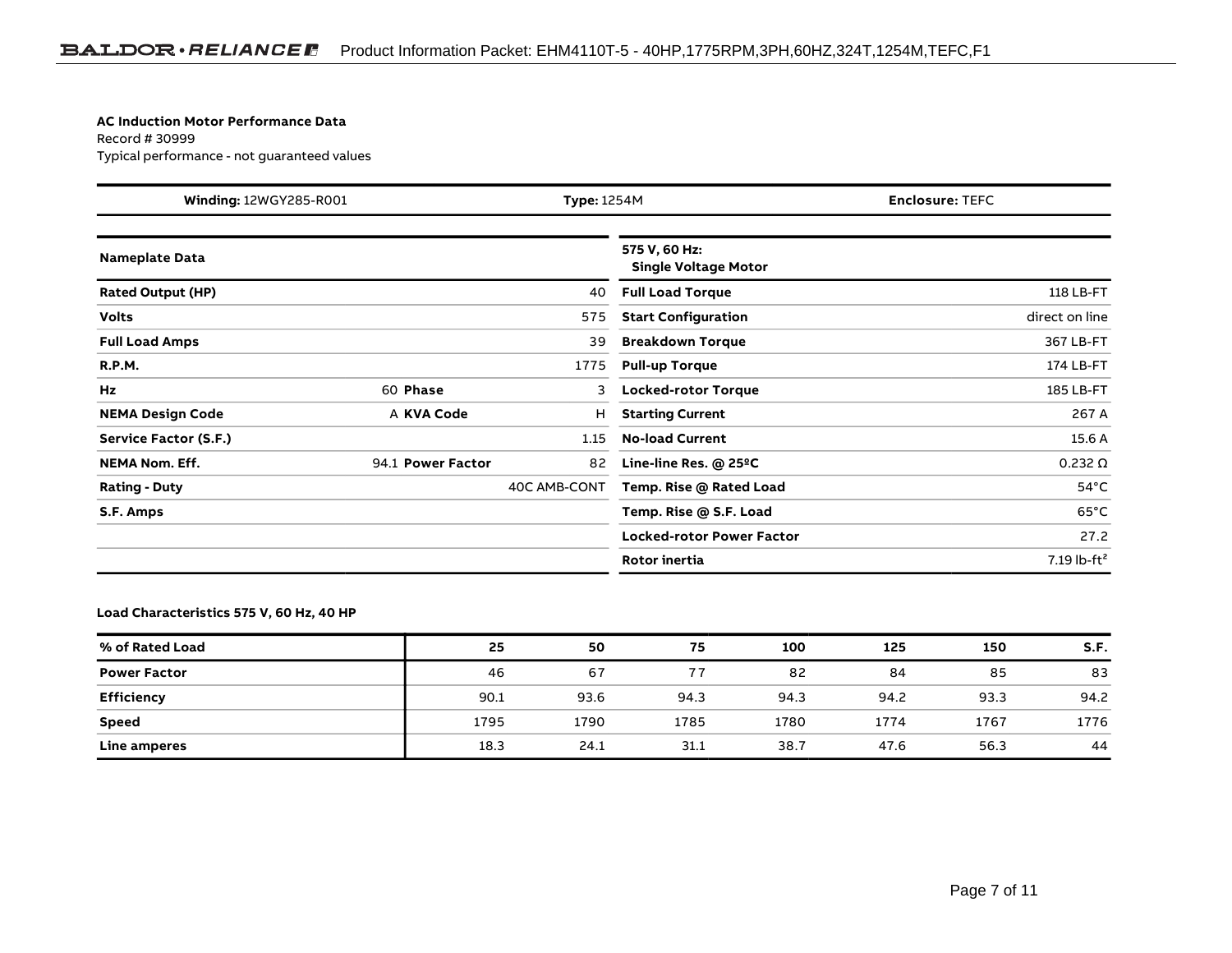**AC Induction Motor Performance Data**
Record # 30999
Typical performance - not guaranteed values

| **Winding:** 12WGY285-R001 | **Type:** 1254M | **Enclosure:** TEFC |
|---|---|---|

| **Nameplate Data** | | | |
|---|---|---|---|
| **Rated Output (HP)** | | | 40 |
| **Volts** | | | 575 |
| **Full Load Amps** | | | 39 |
| **R.P.M.** | | | 1775 |
| **Hz** | 60 | **Phase** | 3 |
| **NEMA Design Code** | A | **KVA Code** | H |
| **Service Factor (S.F.)** | | | 1.15 |
| **NEMA Nom. Eff.** | 94.1 | **Power Factor** | 82 |
| **Rating - Duty** | | | 40C AMB-CONT |
| **S.F. Amps** | | | |

| **575 V, 60 Hz: Single Voltage Motor** | |
|---|---|
| **Full Load Torque** | 118 LB-FT |
| **Start Configuration** | direct on line |
| **Breakdown Torque** | 367 LB-FT |
| **Pull-up Torque** | 174 LB-FT |
| **Locked-rotor Torque** | 185 LB-FT |
| **Starting Current** | 267 A |
| **No-load Current** | 15.6 A |
| **Line-line Res. @ 25ºC** | 0.232 Ω |
| **Temp. Rise @ Rated Load** | 54°C |
| **Temp. Rise @ S.F. Load** | 65°C |
| **Locked-rotor Power Factor** | 27.2 |
| **Rotor inertia** | 7.19 lb-ft² |

**Load Characteristics 575 V, 60 Hz, 40 HP**

| **% of Rated Load** | **25** | **50** | **75** | **100** | **125** | **150** | **S.F.** |
|---|---|---|---|---|---|---|---|
| **Power Factor** | 46 | 67 | 77 | 82 | 84 | 85 | 83 |
| **Efficiency** | 90.1 | 93.6 | 94.3 | 94.3 | 94.2 | 93.3 | 94.2 |
| **Speed** | 1795 | 1790 | 1785 | 1780 | 1774 | 1767 | 1776 |
| **Line amperes** | 18.3 | 24.1 | 31.1 | 38.7 | 47.6 | 56.3 | 44 |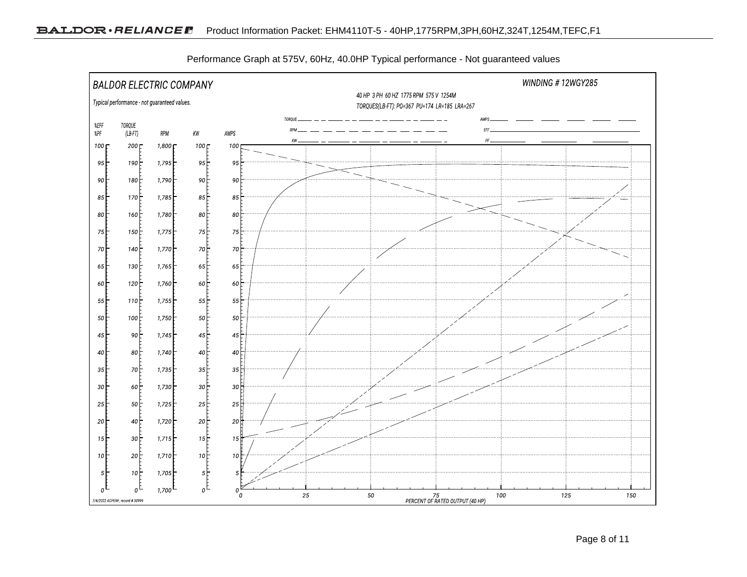Performance Graph at 575V, 60Hz, 40.0HP Typical performance - Not guaranteed values

BALDOR ELECTRIC COMPANY

WINDING # 12WGY285

Typical performance - not guaranteed values.

40 HP 3 PH 60 HZ 1775 RPM 575 V 1254M

TORQUES(LB-FT): PO=367 PU=174 LR=185 LRA=267

TORQUE, RPM, KW, AMPS, EFF, PF

| %EFF %PF | TORQUE (LB-FT) | RPM | KW | AMPS |
|---|---|---|---|---|
| 100 | 200 | 1,800 | 100 | 100 |
| 95 | 190 | 1,795 | 95 | 95 |
| 90 | 180 | 1,790 | 90 | 90 |
| 85 | 170 | 1,785 | 85 | 85 |
| 80 | 160 | 1,780 | 80 | 80 |
| 75 | 150 | 1,775 | 75 | 75 |
| 70 | 140 | 1,770 | 70 | 70 |
| 65 | 130 | 1,765 | 65 | 65 |
| 60 | 120 | 1,760 | 60 | 60 |
| 55 | 110 | 1,755 | 55 | 55 |
| 50 | 100 | 1,750 | 50 | 50 |
| 45 | 90 | 1,745 | 45 | 45 |
| 40 | 80 | 1,740 | 40 | 40 |
| 35 | 70 | 1,735 | 35 | 35 |
| 30 | 60 | 1,730 | 30 | 30 |
| 25 | 50 | 1,725 | 25 | 25 |
| 20 | 40 | 1,720 | 20 | 20 |
| 15 | 30 | 1,715 | 15 | 15 |
| 10 | 20 | 1,710 | 10 | 10 |
| 5 | 10 | 1,705 | 5 | 5 |
| 0 | 0 | 1,700 | 0 | 0 |

PERCENT OF RATED OUTPUT (40 HP): 0, 25, 50, 75, 100, 125, 150

7/4/2022 ACPERF, record # 30999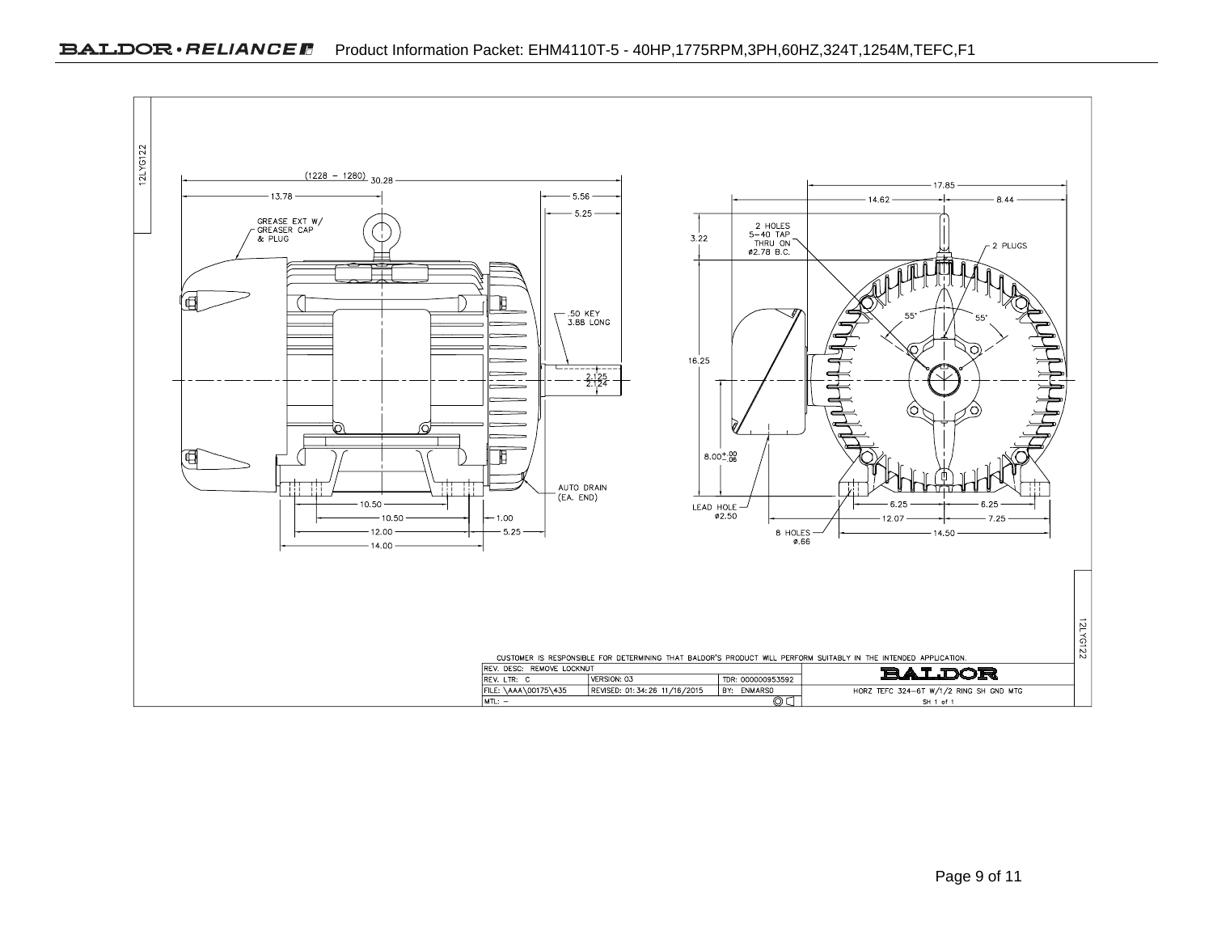12LYG122

(1228 – 1280) 30.28

13.78

5.56

5.25

GREASE EXT W/ GREASER CAP & PLUG

.50 KEY 3.88 LONG

2.125
2.124

AUTO DRAIN (EA. END)

10.50

10.50

1.00

12.00

5.25

14.00

17.85

14.62

8.44

3.22

2 HOLES 5–40 TAP THRU ON ø2.78 B.C.

2 PLUGS

55°

55°

16.25

$8.00^{+.00}_{-.06}$

LEAD HOLE ø2.50

6.25

6.25

12.07

7.25

8 HOLES ø.66

14.50

12LYG122

CUSTOMER IS RESPONSIBLE FOR DETERMINING THAT BALDOR'S PRODUCT WILL PERFORM SUITABLY IN THE INTENDED APPLICATION.

| REV. DESC: REMOVE LOCKNUT | | | BALDOR |
|---|---|---|---|
| REV. LTR: C | VERSION: 03 | TDR: 000000953592 | |
| FILE: \AAA\00175\435 | REVISED: 01:34:26 11/16/2015 | BY: ENMARSO | HORZ TEFC 324–6T W/1/2 RING SH GND MTG |
| MTL: – | | | SH 1 of 1 |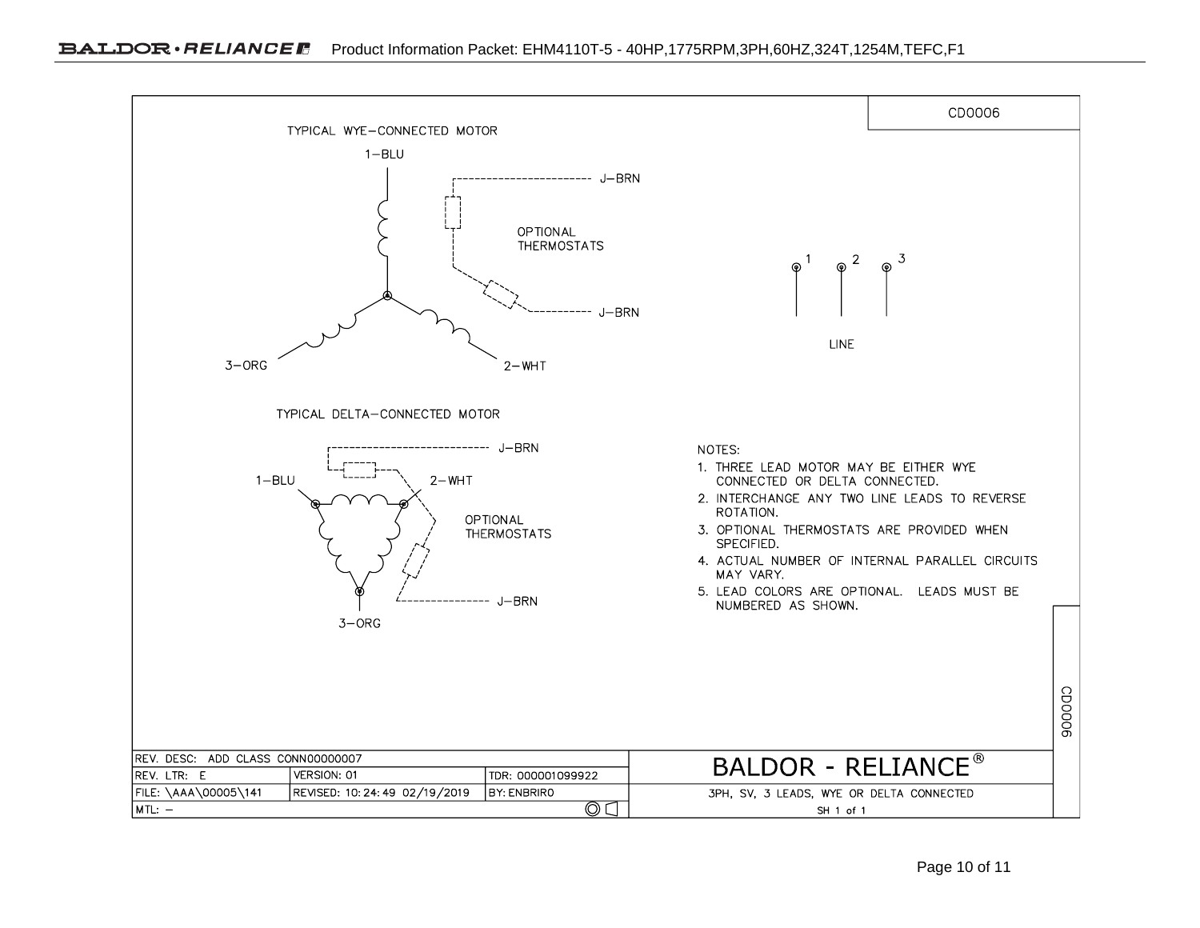CD0006

TYPICAL WYE–CONNECTED MOTOR

1–BLU

J–BRN

OPTIONAL THERMOSTATS

J–BRN

3–ORG

2–WHT

1 2 3

LINE

TYPICAL DELTA–CONNECTED MOTOR

J–BRN

1–BLU

2–WHT

OPTIONAL THERMOSTATS

J–BRN

3–ORG

NOTES:

1. THREE LEAD MOTOR MAY BE EITHER WYE CONNECTED OR DELTA CONNECTED.
2. INTERCHANGE ANY TWO LINE LEADS TO REVERSE ROTATION.
3. OPTIONAL THERMOSTATS ARE PROVIDED WHEN SPECIFIED.
4. ACTUAL NUMBER OF INTERNAL PARALLEL CIRCUITS MAY VARY.
5. LEAD COLORS ARE OPTIONAL. LEADS MUST BE NUMBERED AS SHOWN.

| REV. DESC: ADD CLASS CONN00000007 | | | BALDOR - RELIANCE® |
|---|---|---|---|
| REV. LTR: E | VERSION: 01 | TDR: 000001099922 | |
| FILE: \AAA\00005\141 | REVISED: 10:24:49 02/19/2019 | BY: ENBRIRO | 3PH, SV, 3 LEADS, WYE OR DELTA CONNECTED |
| MTL: – | | | SH 1 of 1 |

CD0006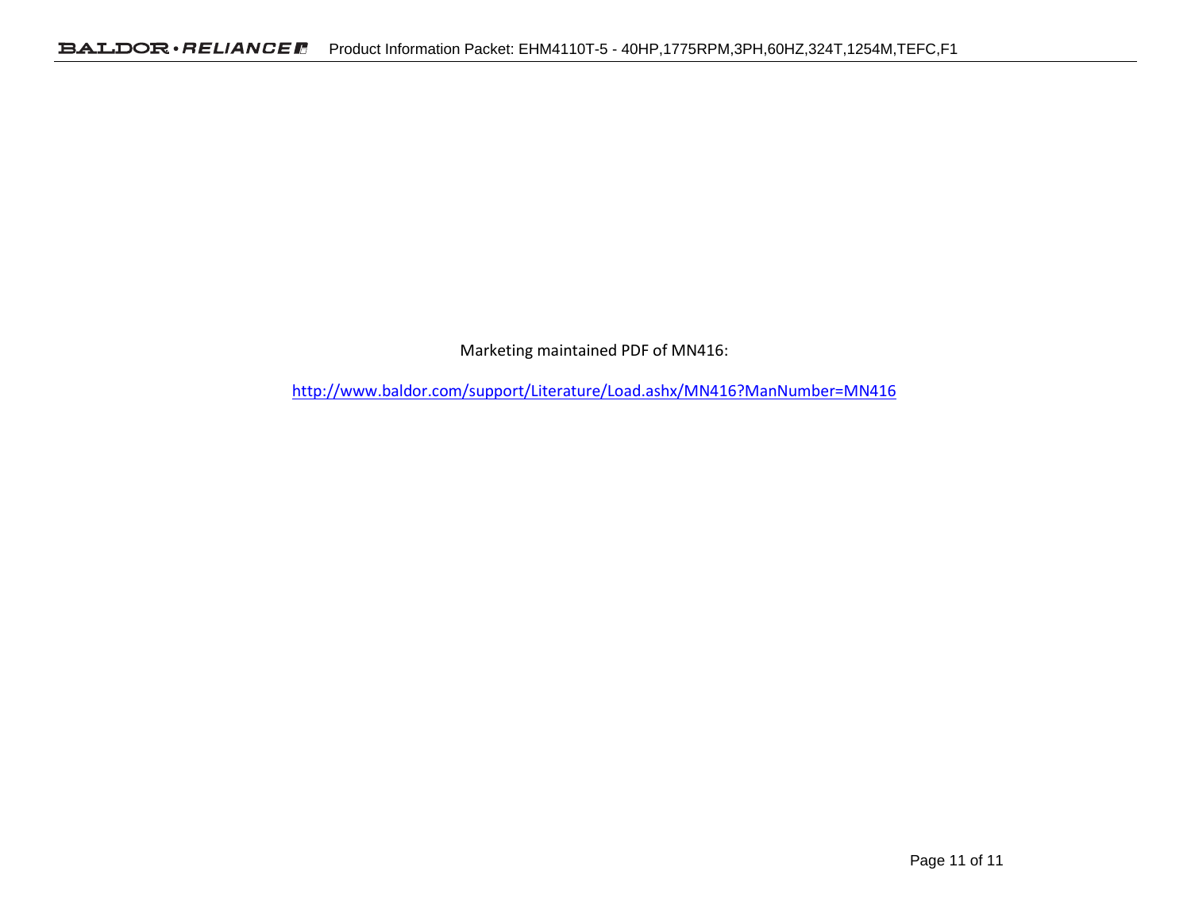Marketing maintained PDF of MN416:

http://www.baldor.com/support/Literature/Load.ashx/MN416?ManNumber=MN416